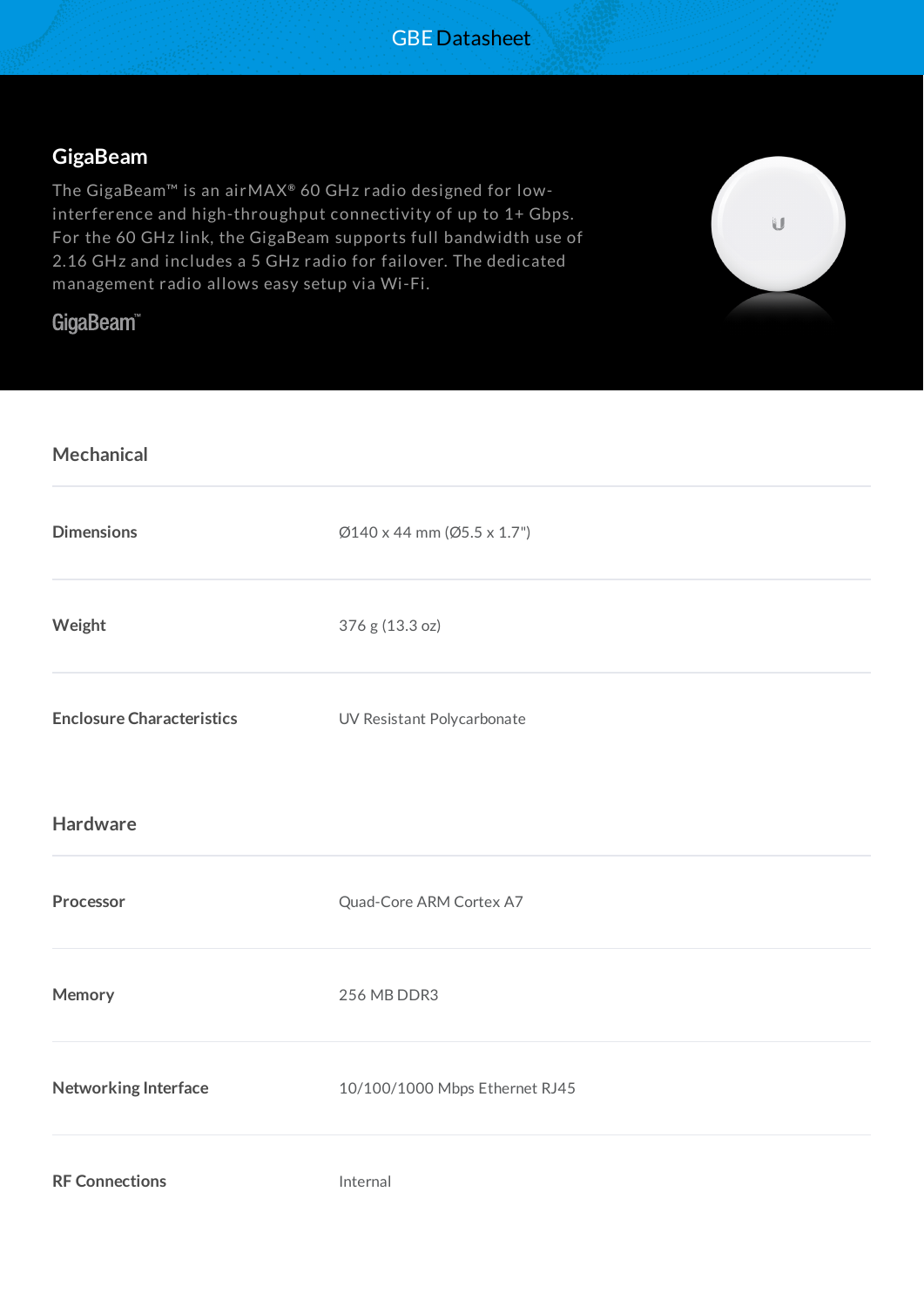# GBE Datasheet

## GigaBeam

The GigaBeam™ is an airMAX® 60 GHz radio designed for low-interference and high-throughput connectivity of up to 1+ Gbps. For the 60 GHz link, the GigaBeam supports full bandwidth use of 2.16 GHz and includes a 5 GHz radio for failover. The dedicated management radio allows easy setup via Wi-Fi.

GigaBeam™

### Mechanical

| | |
|---|---|
| **Dimensions** | Ø140 x 44 mm (Ø5.5 x 1.7") |
| **Weight** | 376 g (13.3 oz) |
| **Enclosure Characteristics** | UV Resistant Polycarbonate |

### Hardware

| | |
|---|---|
| **Processor** | Quad-Core ARM Cortex A7 |
| **Memory** | 256 MB DDR3 |
| **Networking Interface** | 10/100/1000 Mbps Ethernet RJ45 |
| **RF Connections** | Internal |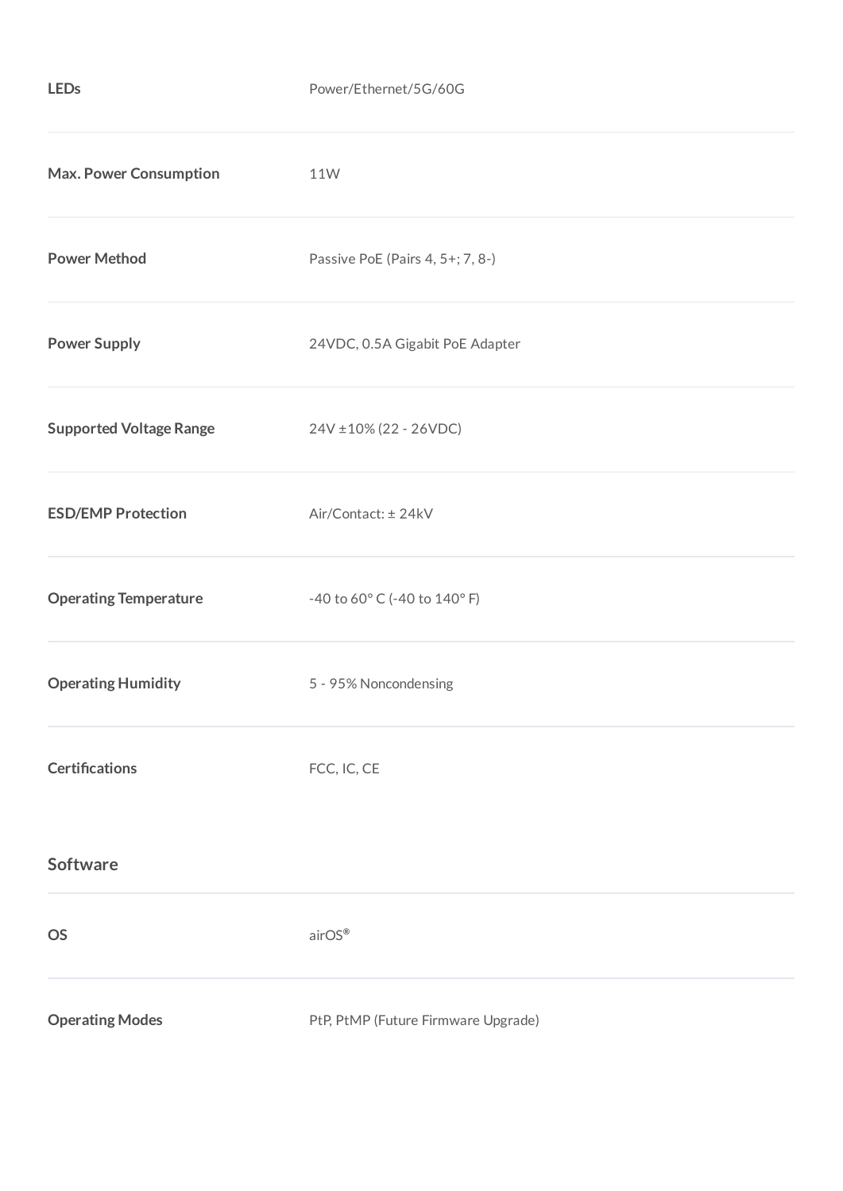| | |
|---|---|
| **LEDs** | Power/Ethernet/5G/60G |
| **Max. Power Consumption** | 11W |
| **Power Method** | Passive PoE (Pairs 4, 5+; 7, 8-) |
| **Power Supply** | 24VDC, 0.5A Gigabit PoE Adapter |
| **Supported Voltage Range** | 24V ±10% (22 - 26VDC) |
| **ESD/EMP Protection** | Air/Contact: ± 24kV |
| **Operating Temperature** | -40 to 60° C (-40 to 140° F) |
| **Operating Humidity** | 5 - 95% Noncondensing |
| **Certifications** | FCC, IC, CE |

## Software

| | |
|---|---|
| **OS** | airOS® |
| **Operating Modes** | PtP, PtMP (Future Firmware Upgrade) |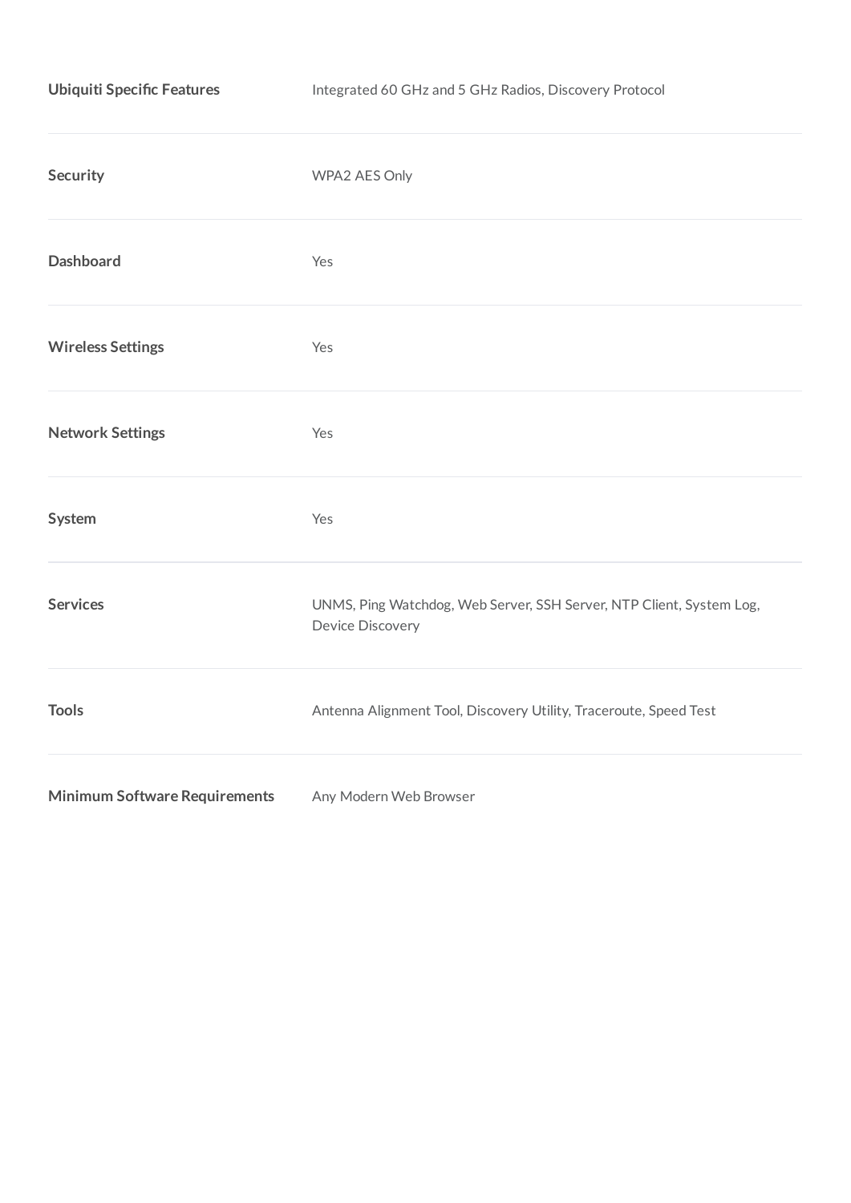| | |
|---|---|
| **Ubiquiti Specific Features** | Integrated 60 GHz and 5 GHz Radios, Discovery Protocol |
| **Security** | WPA2 AES Only |
| **Dashboard** | Yes |
| **Wireless Settings** | Yes |
| **Network Settings** | Yes |
| **System** | Yes |
| **Services** | UNMS, Ping Watchdog, Web Server, SSH Server, NTP Client, System Log, Device Discovery |
| **Tools** | Antenna Alignment Tool, Discovery Utility, Traceroute, Speed Test |
| **Minimum Software Requirements** | Any Modern Web Browser |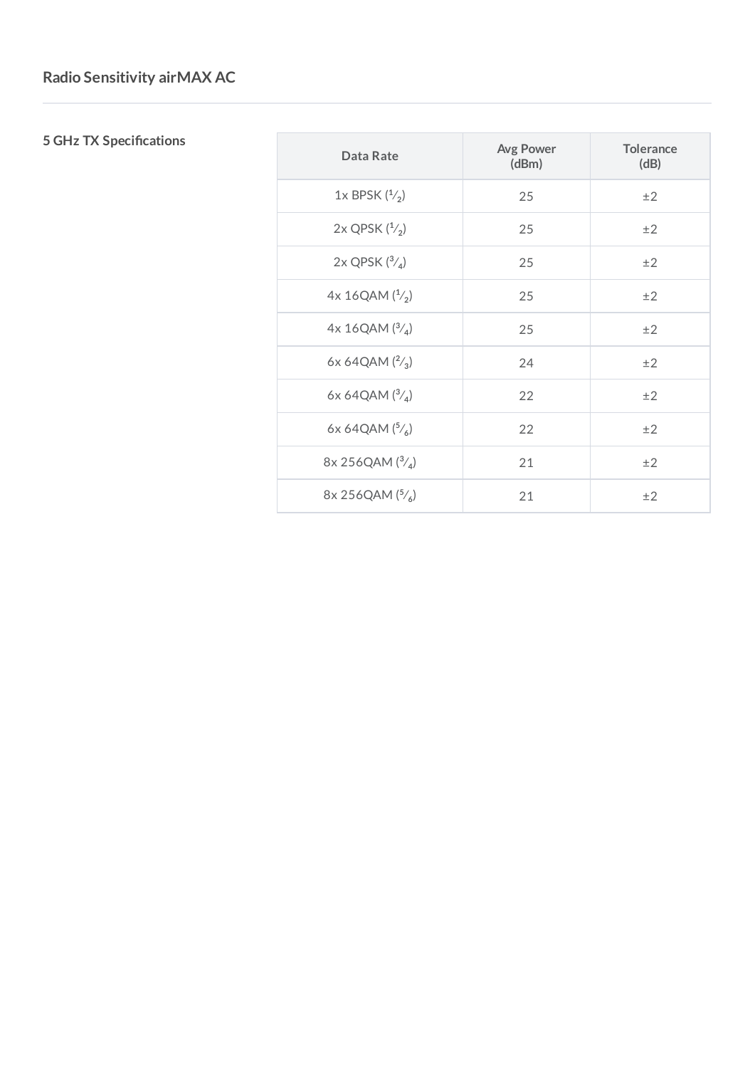## Radio Sensitivity airMAX AC

### 5 GHz TX Specifications

| Data Rate | Avg Power (dBm) | Tolerance (dB) |
|---|---|---|
| 1x BPSK (1/2) | 25 | ±2 |
| 2x QPSK (1/2) | 25 | ±2 |
| 2x QPSK (3/4) | 25 | ±2 |
| 4x 16QAM (1/2) | 25 | ±2 |
| 4x 16QAM (3/4) | 25 | ±2 |
| 6x 64QAM (2/3) | 24 | ±2 |
| 6x 64QAM (3/4) | 22 | ±2 |
| 6x 64QAM (5/6) | 22 | ±2 |
| 8x 256QAM (3/4) | 21 | ±2 |
| 8x 256QAM (5/6) | 21 | ±2 |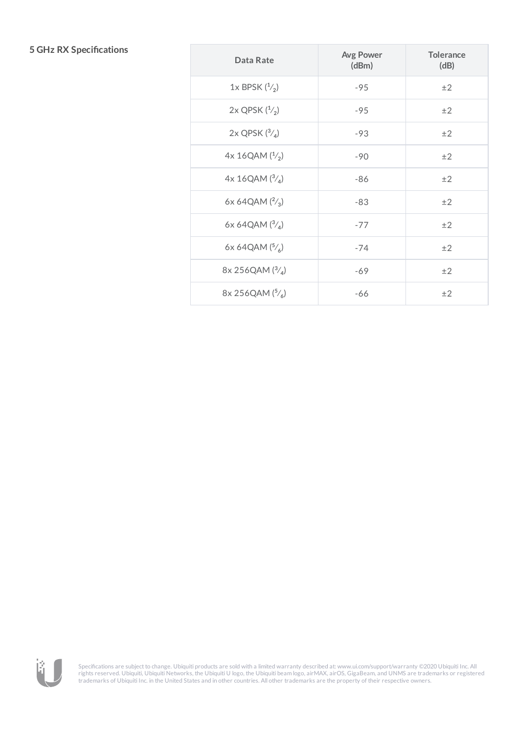### 5 GHz RX Specifications

| Data Rate | Avg Power (dBm) | Tolerance (dB) |
|---|---|---|
| 1x BPSK (1/2) | -95 | ±2 |
| 2x QPSK (1/2) | -95 | ±2 |
| 2x QPSK (3/4) | -93 | ±2 |
| 4x 16QAM (1/2) | -90 | ±2 |
| 4x 16QAM (3/4) | -86 | ±2 |
| 6x 64QAM (2/3) | -83 | ±2 |
| 6x 64QAM (3/4) | -77 | ±2 |
| 6x 64QAM (5/6) | -74 | ±2 |
| 8x 256QAM (3/4) | -69 | ±2 |
| 8x 256QAM (5/6) | -66 | ±2 |

Specifications are subject to change. Ubiquiti products are sold with a limited warranty described at: www.ui.com/support/warranty ©2020 Ubiquiti Inc. All rights reserved. Ubiquiti, Ubiquiti Networks, the Ubiquiti U logo, the Ubiquiti beam logo, airMAX, airOS, GigaBeam, and UNMS are trademarks or registered trademarks of Ubiquiti Inc. in the United States and in other countries. All other trademarks are the property of their respective owners.